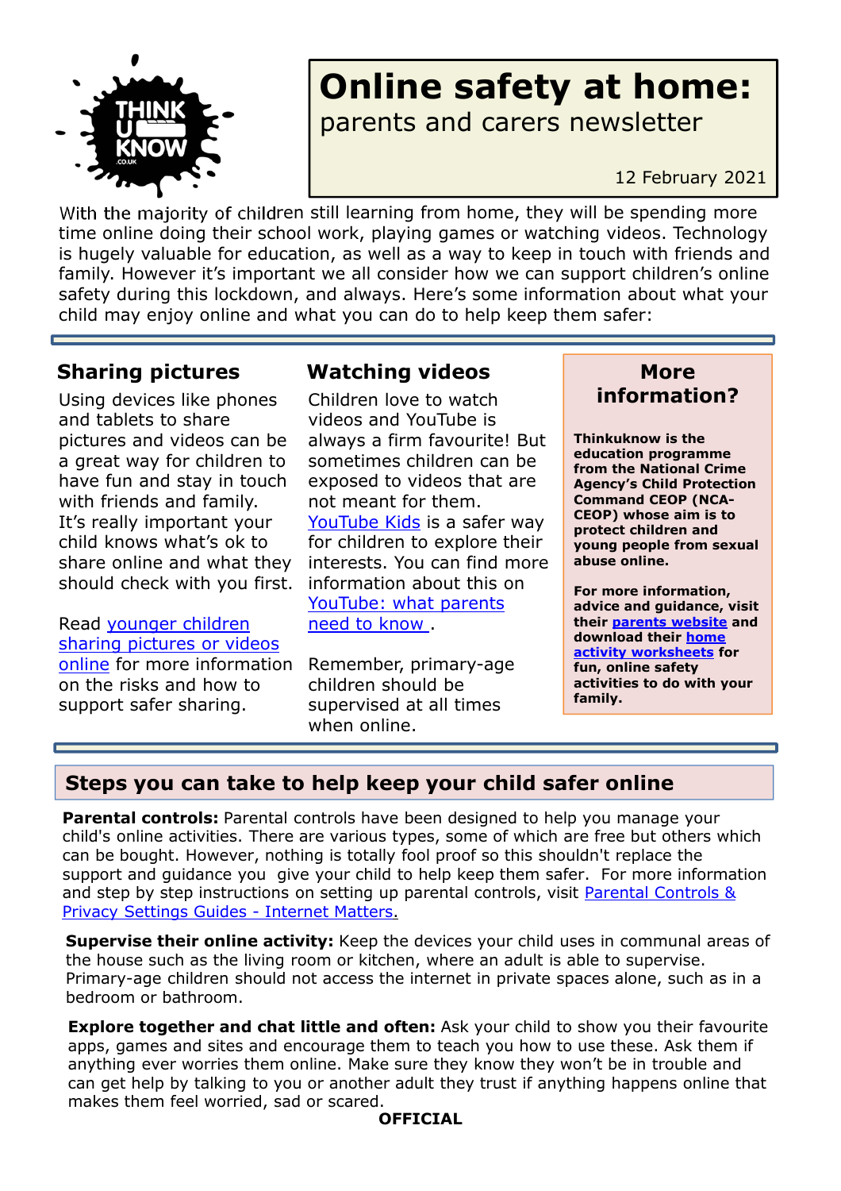# Online safety at home:

parents and carers newsletter

12 February 2021

With the majority of children still learning from home, they will be spending more time online doing their school work, playing games or watching videos. Technology is hugely valuable for education, as well as a way to keep in touch with friends and family. However it's important we all consider how we can support children's online safety during this lockdown, and always. Here's some information about what your child may enjoy online and what you can do to help keep them safer:

## Sharing pictures

Using devices like phones and tablets to share pictures and videos can be a great way for children to have fun and stay in touch with friends and family. It's really important your child knows what's ok to share online and what they should check with you first.

Read younger children sharing pictures or videos online for more information on the risks and how to support safer sharing.

## Watching videos

Children love to watch videos and YouTube is always a firm favourite! But sometimes children can be exposed to videos that are not meant for them. YouTube Kids is a safer way for children to explore their interests. You can find more information about this on YouTube: what parents need to know .

Remember, primary-age children should be supervised at all times when online.

## More information?

**Thinkuknow is the education programme from the National Crime Agency's Child Protection Command CEOP (NCA-CEOP) whose aim is to protect children and young people from sexual abuse online.**

**For more information, advice and guidance, visit their parents website and download their home activity worksheets for fun, online safety activities to do with your family.**

## Steps you can take to help keep your child safer online

**Parental controls:** Parental controls have been designed to help you manage your child's online activities. There are various types, some of which are free but others which can be bought. However, nothing is totally fool proof so this shouldn't replace the support and guidance you give your child to help keep them safer. For more information and step by step instructions on setting up parental controls, visit Parental Controls & Privacy Settings Guides - Internet Matters.

**Supervise their online activity:** Keep the devices your child uses in communal areas of the house such as the living room or kitchen, where an adult is able to supervise. Primary-age children should not access the internet in private spaces alone, such as in a bedroom or bathroom.

**Explore together and chat little and often:** Ask your child to show you their favourite apps, games and sites and encourage them to teach you how to use these. Ask them if anything ever worries them online. Make sure they know they won't be in trouble and can get help by talking to you or another adult they trust if anything happens online that makes them feel worried, sad or scared.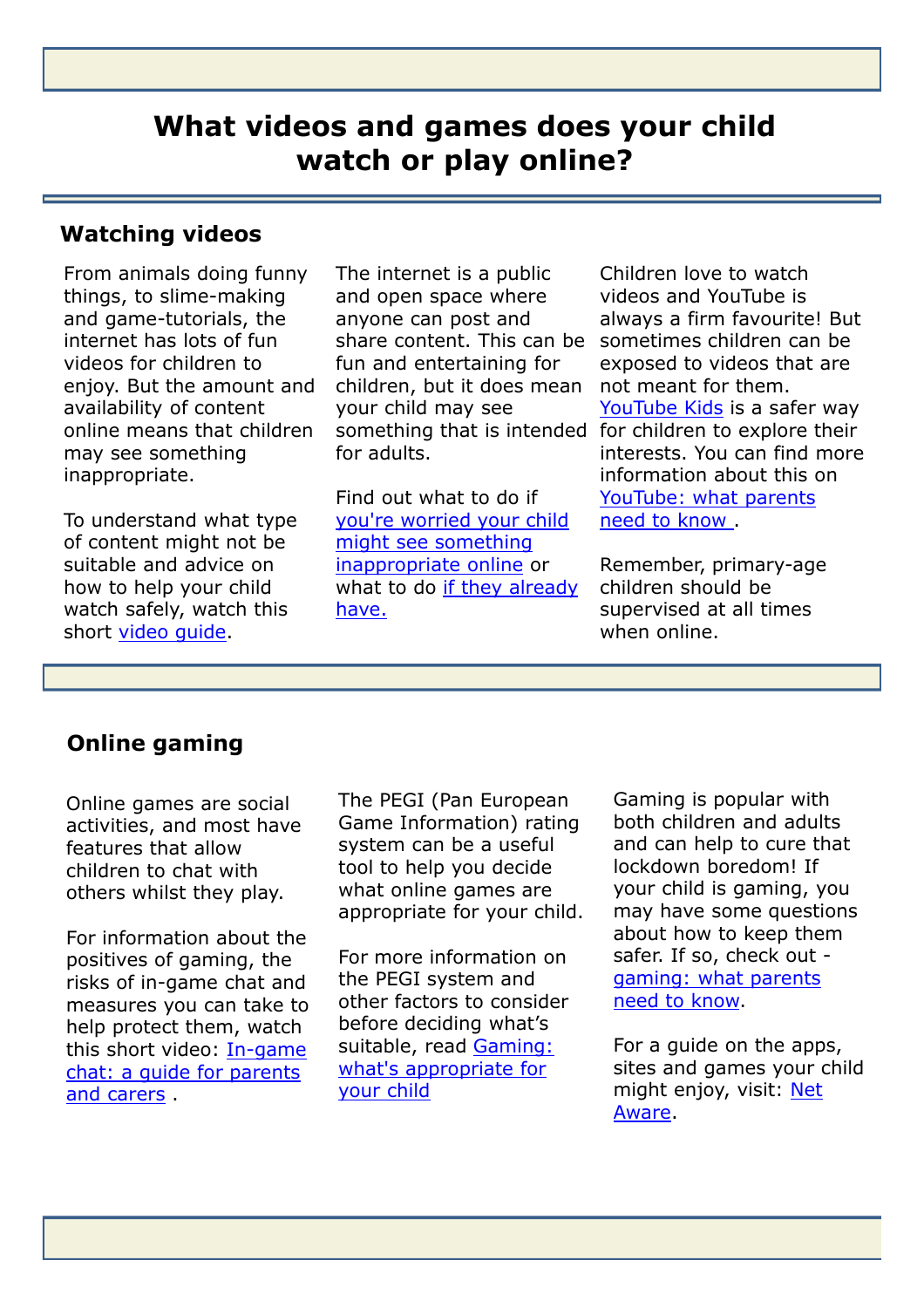# What videos and games does your child watch or play online?

## Watching videos

From animals doing funny things, to slime-making and game-tutorials, the internet has lots of fun videos for children to enjoy. But the amount and availability of content online means that children may see something inappropriate.

To understand what type of content might not be suitable and advice on how to help your child watch safely, watch this short video guide.

The internet is a public and open space where anyone can post and share content. This can be fun and entertaining for children, but it does mean your child may see something that is intended for adults.

Find out what to do if you're worried your child might see something inappropriate online or what to do if they already have.

Children love to watch videos and YouTube is always a firm favourite! But sometimes children can be exposed to videos that are not meant for them. YouTube Kids is a safer way for children to explore their interests. You can find more information about this on YouTube: what parents need to know .

Remember, primary-age children should be supervised at all times when online.

## Online gaming

Online games are social activities, and most have features that allow children to chat with others whilst they play.

For information about the positives of gaming, the risks of in-game chat and measures you can take to help protect them, watch this short video: In-game chat: a guide for parents and carers .

The PEGI (Pan European Game Information) rating system can be a useful tool to help you decide what online games are appropriate for your child.

For more information on the PEGI system and other factors to consider before deciding what's suitable, read Gaming: what's appropriate for your child

Gaming is popular with both children and adults and can help to cure that lockdown boredom! If your child is gaming, you may have some questions about how to keep them safer. If so, check out - gaming: what parents need to know.

For a guide on the apps, sites and games your child might enjoy, visit: Net Aware.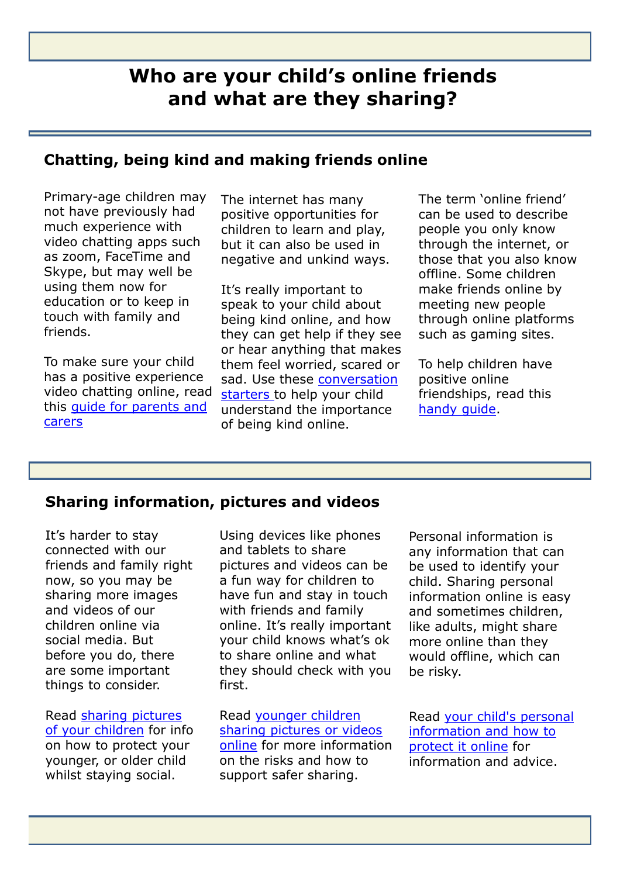# Who are your child's online friends and what are they sharing?

## Chatting, being kind and making friends online

Primary-age children may not have previously had much experience with video chatting apps such as zoom, FaceTime and Skype, but may well be using them now for education or to keep in touch with family and friends.

To make sure your child has a positive experience video chatting online, read this guide for parents and carers

The internet has many positive opportunities for children to learn and play, but it can also be used in negative and unkind ways.

It's really important to speak to your child about being kind online, and how they can get help if they see or hear anything that makes them feel worried, scared or sad. Use these conversation starters to help your child understand the importance of being kind online.

The term 'online friend' can be used to describe people you only know through the internet, or those that you also know offline. Some children make friends online by meeting new people through online platforms such as gaming sites.

To help children have positive online friendships, read this handy guide.

## Sharing information, pictures and videos

It's harder to stay connected with our friends and family right now, so you may be sharing more images and videos of our children online via social media. But before you do, there are some important things to consider.

Read sharing pictures of your children for info on how to protect your younger, or older child whilst staying social.

Using devices like phones and tablets to share pictures and videos can be a fun way for children to have fun and stay in touch with friends and family online. It's really important your child knows what's ok to share online and what they should check with you first.

Read younger children sharing pictures or videos online for more information on the risks and how to support safer sharing.

Personal information is any information that can be used to identify your child. Sharing personal information online is easy and sometimes children, like adults, might share more online than they would offline, which can be risky.

Read your child's personal information and how to protect it online for information and advice.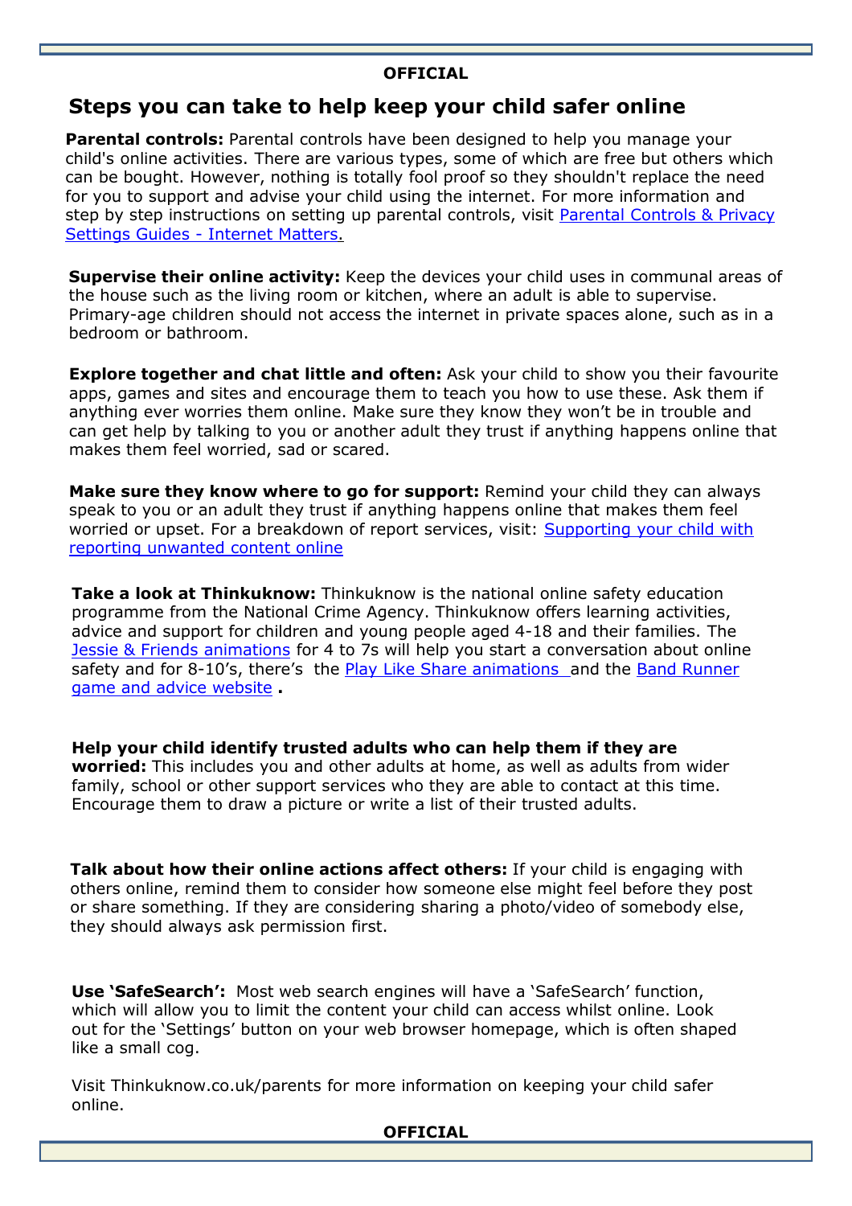## Steps you can take to help keep your child safer online

**Parental controls:** Parental controls have been designed to help you manage your child's online activities. There are various types, some of which are free but others which can be bought. However, nothing is totally fool proof so they shouldn't replace the need for you to support and advise your child using the internet. For more information and step by step instructions on setting up parental controls, visit Parental Controls & Privacy Settings Guides - Internet Matters.

**Supervise their online activity:** Keep the devices your child uses in communal areas of the house such as the living room or kitchen, where an adult is able to supervise. Primary-age children should not access the internet in private spaces alone, such as in a bedroom or bathroom.

**Explore together and chat little and often:** Ask your child to show you their favourite apps, games and sites and encourage them to teach you how to use these. Ask them if anything ever worries them online. Make sure they know they won't be in trouble and can get help by talking to you or another adult they trust if anything happens online that makes them feel worried, sad or scared.

**Make sure they know where to go for support:** Remind your child they can always speak to you or an adult they trust if anything happens online that makes them feel worried or upset. For a breakdown of report services, visit: Supporting your child with reporting unwanted content online

**Take a look at Thinkuknow:** Thinkuknow is the national online safety education programme from the National Crime Agency. Thinkuknow offers learning activities, advice and support for children and young people aged 4-18 and their families. The Jessie & Friends animations for 4 to 7s will help you start a conversation about online safety and for 8-10's, there's the Play Like Share animations and the Band Runner game and advice website .

**Help your child identify trusted adults who can help them if they are worried:** This includes you and other adults at home, as well as adults from wider family, school or other support services who they are able to contact at this time. Encourage them to draw a picture or write a list of their trusted adults.

**Talk about how their online actions affect others:** If your child is engaging with others online, remind them to consider how someone else might feel before they post or share something. If they are considering sharing a photo/video of somebody else, they should always ask permission first.

**Use 'SafeSearch':** Most web search engines will have a 'SafeSearch' function, which will allow you to limit the content your child can access whilst online. Look out for the 'Settings' button on your web browser homepage, which is often shaped like a small cog.

Visit Thinkuknow.co.uk/parents for more information on keeping your child safer online.